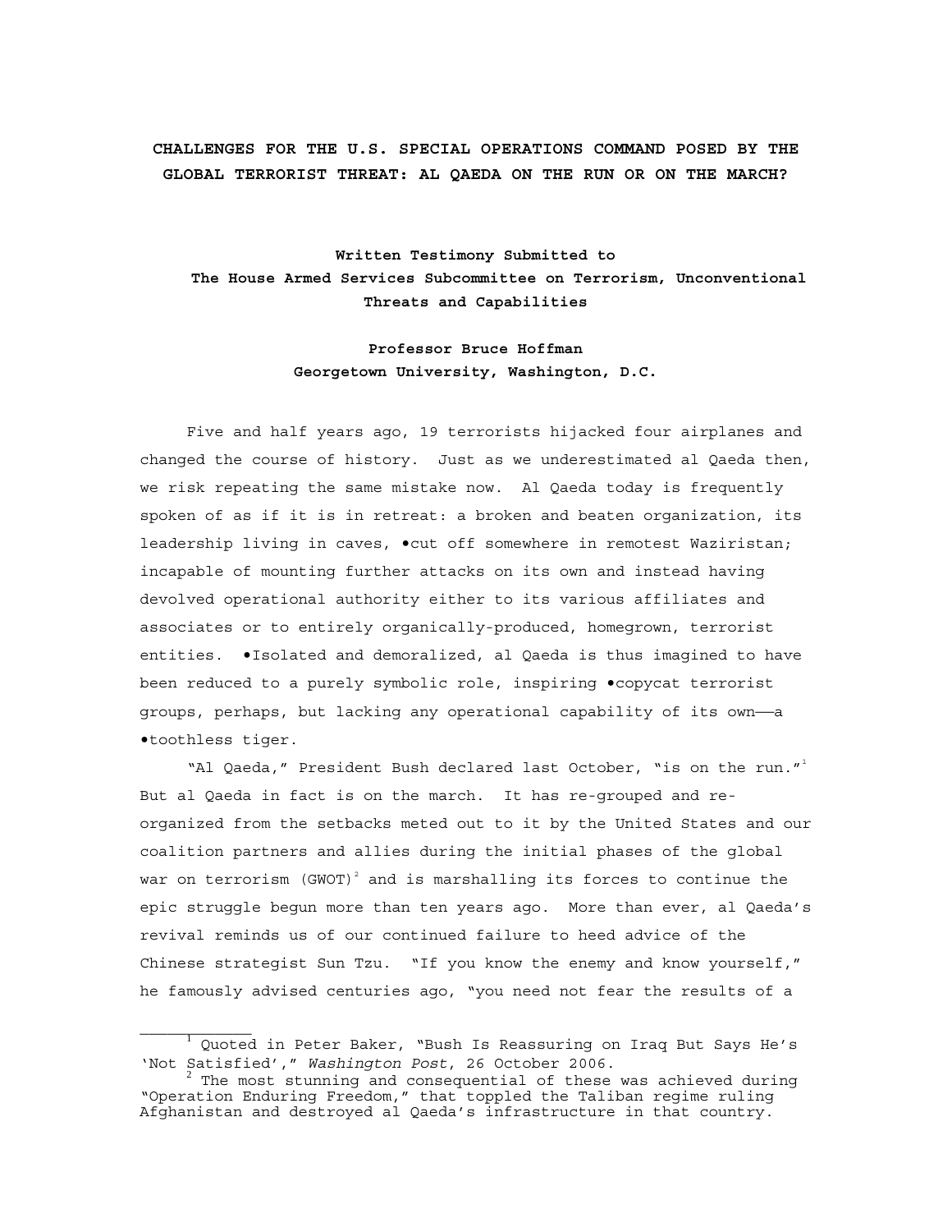# CHALLENGES FOR THE U.S. SPECIAL OPERATIONS COMMAND POSED BY THE GLOBAL TERRORIST THREAT: AL QAEDA ON THE RUN OR ON THE MARCH?

**Written Testimony Submitted to**
**The House Armed Services Subcommittee on Terrorism, Unconventional Threats and Capabilities**

**Professor Bruce Hoffman**
**Georgetown University, Washington, D.C.**

Five and half years ago, 19 terrorists hijacked four airplanes and changed the course of history. Just as we underestimated al Qaeda then, we risk repeating the same mistake now. Al Qaeda today is frequently spoken of as if it is in retreat: a broken and beaten organization, its leadership living in caves, •cut off somewhere in remotest Waziristan; incapable of mounting further attacks on its own and instead having devolved operational authority either to its various affiliates and associates or to entirely organically-produced, homegrown, terrorist entities. •Isolated and demoralized, al Qaeda is thus imagined to have been reduced to a purely symbolic role, inspiring •copycat terrorist groups, perhaps, but lacking any operational capability of its own——a •toothless tiger.

"Al Qaeda," President Bush declared last October, "is on the run."[1] But al Qaeda in fact is on the march. It has re-grouped and re-organized from the setbacks meted out to it by the United States and our coalition partners and allies during the initial phases of the global war on terrorism (GWOT)[2] and is marshalling its forces to continue the epic struggle begun more than ten years ago. More than ever, al Qaeda's revival reminds us of our continued failure to heed advice of the Chinese strategist Sun Tzu. "If you know the enemy and know yourself," he famously advised centuries ago, "you need not fear the results of a

---

[1] Quoted in Peter Baker, "Bush Is Reassuring on Iraq But Says He's 'Not Satisfied'," *Washington Post*, 26 October 2006.

[2] The most stunning and consequential of these was achieved during "Operation Enduring Freedom," that toppled the Taliban regime ruling Afghanistan and destroyed al Qaeda's infrastructure in that country.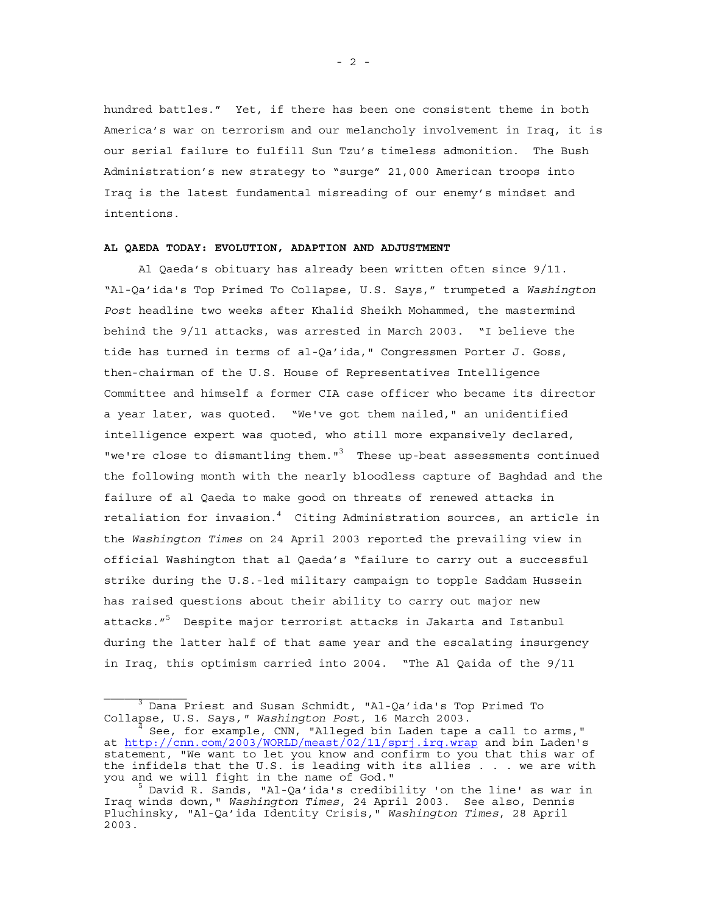hundred battles." Yet, if there has been one consistent theme in both America's war on terrorism and our melancholy involvement in Iraq, it is our serial failure to fulfill Sun Tzu's timeless admonition. The Bush Administration's new strategy to "surge" 21,000 American troops into Iraq is the latest fundamental misreading of our enemy's mindset and intentions.

**AL QAEDA TODAY: EVOLUTION, ADAPTION AND ADJUSTMENT**

Al Qaeda's obituary has already been written often since 9/11. "Al-Qa'ida's Top Primed To Collapse, U.S. Says," trumpeted a *Washington Post* headline two weeks after Khalid Sheikh Mohammed, the mastermind behind the 9/11 attacks, was arrested in March 2003. "I believe the tide has turned in terms of al-Qa'ida," Congressmen Porter J. Goss, then-chairman of the U.S. House of Representatives Intelligence Committee and himself a former CIA case officer who became its director a year later, was quoted. "We've got them nailed," an unidentified intelligence expert was quoted, who still more expansively declared, "we're close to dismantling them."[3] These up-beat assessments continued the following month with the nearly bloodless capture of Baghdad and the failure of al Qaeda to make good on threats of renewed attacks in retaliation for invasion.[4] Citing Administration sources, an article in the *Washington Times* on 24 April 2003 reported the prevailing view in official Washington that al Qaeda's "failure to carry out a successful strike during the U.S.-led military campaign to topple Saddam Hussein has raised questions about their ability to carry out major new attacks."[5] Despite major terrorist attacks in Jakarta and Istanbul during the latter half of that same year and the escalating insurgency in Iraq, this optimism carried into 2004. "The Al Qaida of the 9/11

---

[3] Dana Priest and Susan Schmidt, "Al-Qa'ida's Top Primed To Collapse, U.S. Says," *Washington Post*, 16 March 2003.

[4] See, for example, CNN, "Alleged bin Laden tape a call to arms," at http://cnn.com/2003/WORLD/meast/02/11/sprj.irq.wrap and bin Laden's statement, "We want to let you know and confirm to you that this war of the infidels that the U.S. is leading with its allies . . . we are with you and we will fight in the name of God."

[5] David R. Sands, "Al-Qa'ida's credibility 'on the line' as war in Iraq winds down," *Washington Times*, 24 April 2003. See also, Dennis Pluchinsky, "Al-Qa'ida Identity Crisis," *Washington Times*, 28 April 2003.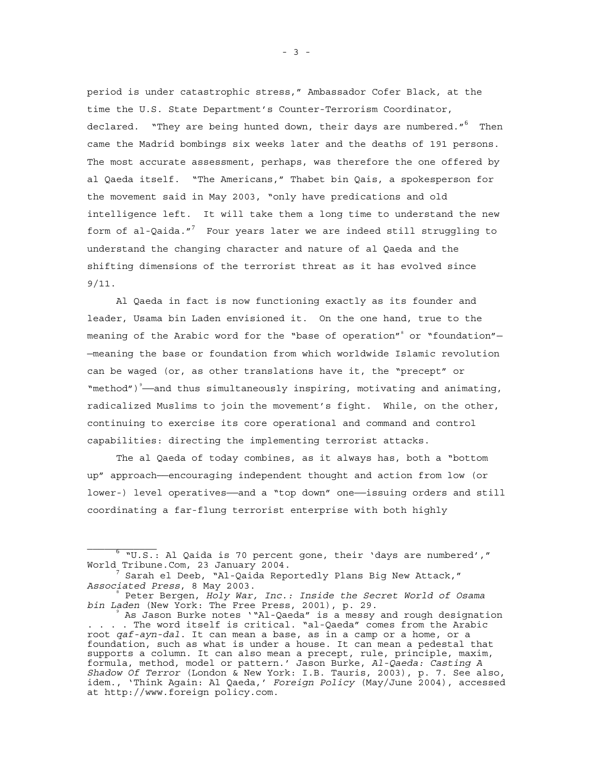period is under catastrophic stress," Ambassador Cofer Black, at the time the U.S. State Department's Counter-Terrorism Coordinator, declared. "They are being hunted down, their days are numbered."[6] Then came the Madrid bombings six weeks later and the deaths of 191 persons. The most accurate assessment, perhaps, was therefore the one offered by al Qaeda itself. "The Americans," Thabet bin Qais, a spokesperson for the movement said in May 2003, "only have predications and old intelligence left. It will take them a long time to understand the new form of al-Qaida."[7] Four years later we are indeed still struggling to understand the changing character and nature of al Qaeda and the shifting dimensions of the terrorist threat as it has evolved since 9/11.

Al Qaeda in fact is now functioning exactly as its founder and leader, Usama bin Laden envisioned it. On the one hand, true to the meaning of the Arabic word for the "base of operation"[8] or "foundation"——meaning the base or foundation from which worldwide Islamic revolution can be waged (or, as other translations have it, the "precept" or "method")[9]——and thus simultaneously inspiring, motivating and animating, radicalized Muslims to join the movement's fight. While, on the other, continuing to exercise its core operational and command and control capabilities: directing the implementing terrorist attacks.

The al Qaeda of today combines, as it always has, both a "bottom up" approach——encouraging independent thought and action from low (or lower-) level operatives——and a "top down" one——issuing orders and still coordinating a far-flung terrorist enterprise with both highly

---

[6] "U.S.: Al Qaida is 70 percent gone, their 'days are numbered'," World Tribune.Com, 23 January 2004.

[7] Sarah el Deeb, "Al-Qaida Reportedly Plans Big New Attack," *Associated Press*, 8 May 2003.

[8] Peter Bergen, *Holy War, Inc.: Inside the Secret World of Osama bin Laden* (New York: The Free Press, 2001), p. 29.

[9] As Jason Burke notes '"Al-Qaeda" is a messy and rough designation . . . . The word itself is critical. "al-Qaeda" comes from the Arabic root *qaf-ayn-dal*. It can mean a base, as in a camp or a home, or a foundation, such as what is under a house. It can mean a pedestal that supports a column. It can also mean a precept, rule, principle, maxim, formula, method, model or pattern.' Jason Burke, *Al-Qaeda: Casting A Shadow Of Terror* (London & New York: I.B. Tauris, 2003), p. 7. See also, idem., 'Think Again: Al Qaeda,' *Foreign Policy* (May/June 2004), accessed at http://www.foreign policy.com.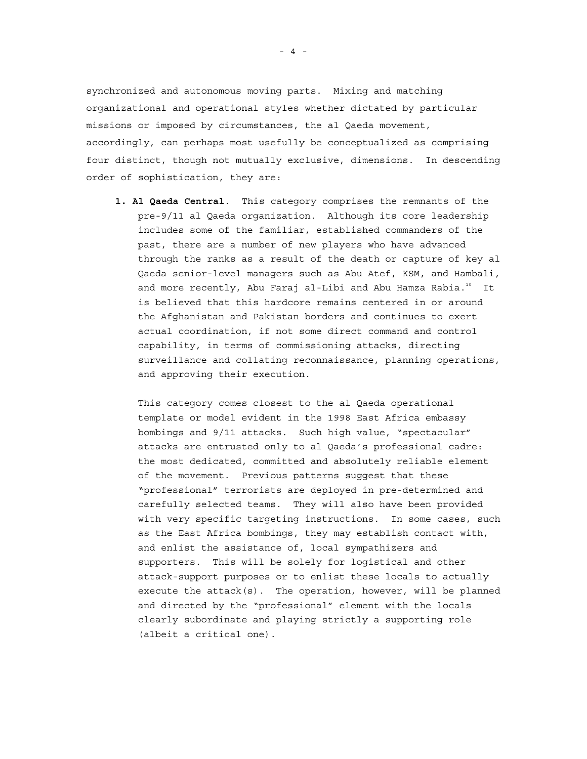synchronized and autonomous moving parts. Mixing and matching organizational and operational styles whether dictated by particular missions or imposed by circumstances, the al Qaeda movement, accordingly, can perhaps most usefully be conceptualized as comprising four distinct, though not mutually exclusive, dimensions. In descending order of sophistication, they are:

1. **Al Qaeda Central**. This category comprises the remnants of the pre-9/11 al Qaeda organization. Although its core leadership includes some of the familiar, established commanders of the past, there are a number of new players who have advanced through the ranks as a result of the death or capture of key al Qaeda senior-level managers such as Abu Atef, KSM, and Hambali, and more recently, Abu Faraj al-Libi and Abu Hamza Rabia.[10] It is believed that this hardcore remains centered in or around the Afghanistan and Pakistan borders and continues to exert actual coordination, if not some direct command and control capability, in terms of commissioning attacks, directing surveillance and collating reconnaissance, planning operations, and approving their execution.

   This category comes closest to the al Qaeda operational template or model evident in the 1998 East Africa embassy bombings and 9/11 attacks. Such high value, "spectacular" attacks are entrusted only to al Qaeda's professional cadre: the most dedicated, committed and absolutely reliable element of the movement. Previous patterns suggest that these "professional" terrorists are deployed in pre-determined and carefully selected teams. They will also have been provided with very specific targeting instructions. In some cases, such as the East Africa bombings, they may establish contact with, and enlist the assistance of, local sympathizers and supporters. This will be solely for logistical and other attack-support purposes or to enlist these locals to actually execute the attack(s). The operation, however, will be planned and directed by the "professional" element with the locals clearly subordinate and playing strictly a supporting role (albeit a critical one).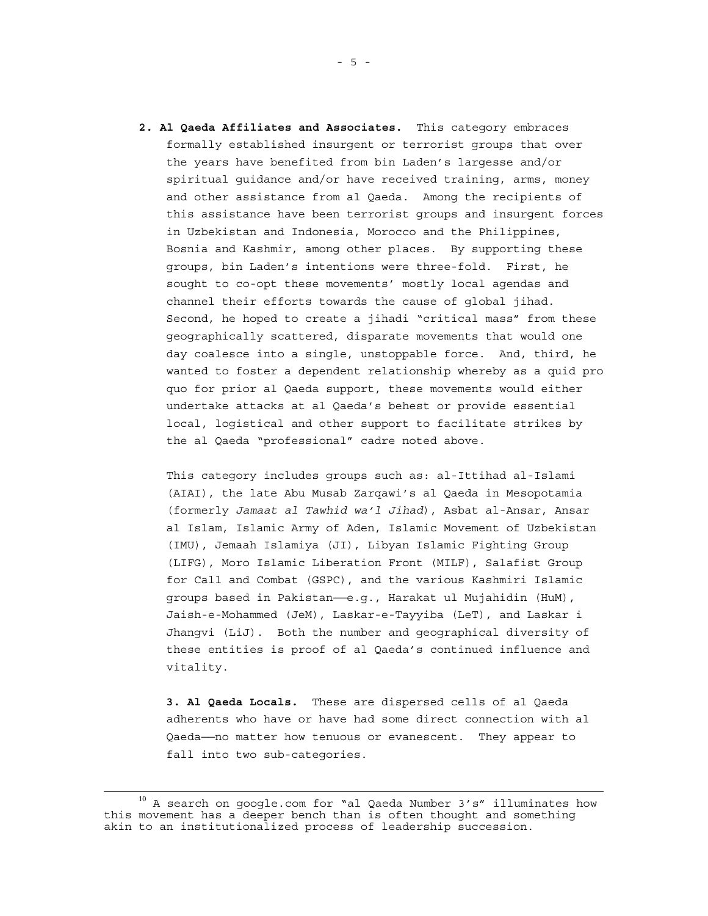**2. Al Qaeda Affiliates and Associates.** This category embraces formally established insurgent or terrorist groups that over the years have benefited from bin Laden's largesse and/or spiritual guidance and/or have received training, arms, money and other assistance from al Qaeda. Among the recipients of this assistance have been terrorist groups and insurgent forces in Uzbekistan and Indonesia, Morocco and the Philippines, Bosnia and Kashmir, among other places. By supporting these groups, bin Laden's intentions were three-fold. First, he sought to co-opt these movements' mostly local agendas and channel their efforts towards the cause of global jihad. Second, he hoped to create a jihadi "critical mass" from these geographically scattered, disparate movements that would one day coalesce into a single, unstoppable force. And, third, he wanted to foster a dependent relationship whereby as a quid pro quo for prior al Qaeda support, these movements would either undertake attacks at al Qaeda's behest or provide essential local, logistical and other support to facilitate strikes by the al Qaeda "professional" cadre noted above.

This category includes groups such as: al-Ittihad al-Islami (AIAI), the late Abu Musab Zarqawi's al Qaeda in Mesopotamia (formerly *Jamaat al Tawhid wa'l Jihad*), Asbat al-Ansar, Ansar al Islam, Islamic Army of Aden, Islamic Movement of Uzbekistan (IMU), Jemaah Islamiya (JI), Libyan Islamic Fighting Group (LIFG), Moro Islamic Liberation Front (MILF), Salafist Group for Call and Combat (GSPC), and the various Kashmiri Islamic groups based in Pakistan——e.g., Harakat ul Mujahidin (HuM), Jaish-e-Mohammed (JeM), Laskar-e-Tayyiba (LeT), and Laskar i Jhangvi (LiJ). Both the number and geographical diversity of these entities is proof of al Qaeda's continued influence and vitality.

**3. Al Qaeda Locals.** These are dispersed cells of al Qaeda adherents who have or have had some direct connection with al Qaeda——no matter how tenuous or evanescent. They appear to fall into two sub-categories.

---

[10] A search on google.com for "al Qaeda Number 3's" illuminates how this movement has a deeper bench than is often thought and something akin to an institutionalized process of leadership succession.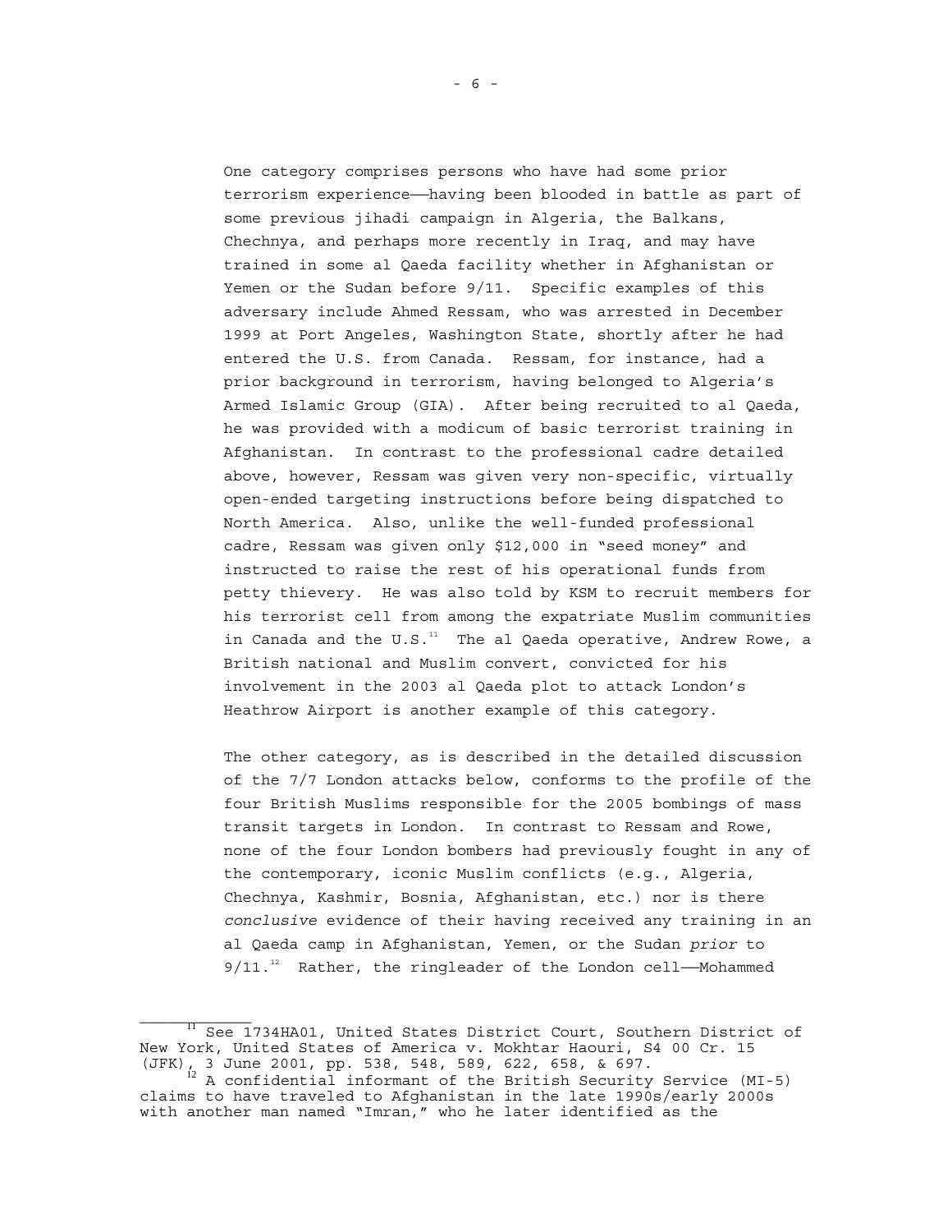One category comprises persons who have had some prior terrorism experience——having been blooded in battle as part of some previous jihadi campaign in Algeria, the Balkans, Chechnya, and perhaps more recently in Iraq, and may have trained in some al Qaeda facility whether in Afghanistan or Yemen or the Sudan before 9/11. Specific examples of this adversary include Ahmed Ressam, who was arrested in December 1999 at Port Angeles, Washington State, shortly after he had entered the U.S. from Canada. Ressam, for instance, had a prior background in terrorism, having belonged to Algeria's Armed Islamic Group (GIA). After being recruited to al Qaeda, he was provided with a modicum of basic terrorist training in Afghanistan. In contrast to the professional cadre detailed above, however, Ressam was given very non-specific, virtually open-ended targeting instructions before being dispatched to North America. Also, unlike the well-funded professional cadre, Ressam was given only $12,000 in "seed money" and instructed to raise the rest of his operational funds from petty thievery. He was also told by KSM to recruit members for his terrorist cell from among the expatriate Muslim communities in Canada and the U.S.[11] The al Qaeda operative, Andrew Rowe, a British national and Muslim convert, convicted for his involvement in the 2003 al Qaeda plot to attack London's Heathrow Airport is another example of this category.

The other category, as is described in the detailed discussion of the 7/7 London attacks below, conforms to the profile of the four British Muslims responsible for the 2005 bombings of mass transit targets in London. In contrast to Ressam and Rowe, none of the four London bombers had previously fought in any of the contemporary, iconic Muslim conflicts (e.g., Algeria, Chechnya, Kashmir, Bosnia, Afghanistan, etc.) nor is there *conclusive* evidence of their having received any training in an al Qaeda camp in Afghanistan, Yemen, or the Sudan *prior* to 9/11.[12] Rather, the ringleader of the London cell——Mohammed

---

[11] See 1734HA01, United States District Court, Southern District of New York, United States of America v. Mokhtar Haouri, S4 00 Cr. 15 (JFK), 3 June 2001, pp. 538, 548, 589, 622, 658, & 697.

[12] A confidential informant of the British Security Service (MI-5) claims to have traveled to Afghanistan in the late 1990s/early 2000s with another man named "Imran," who he later identified as the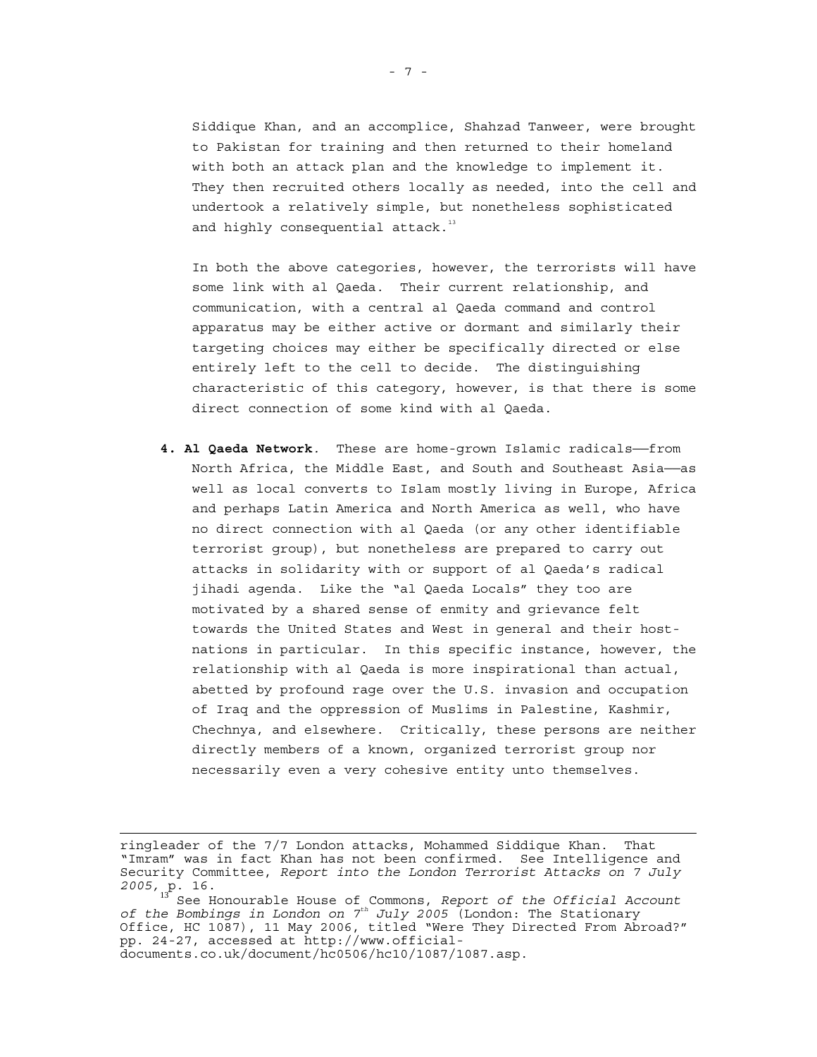Siddique Khan, and an accomplice, Shahzad Tanweer, were brought to Pakistan for training and then returned to their homeland with both an attack plan and the knowledge to implement it. They then recruited others locally as needed, into the cell and undertook a relatively simple, but nonetheless sophisticated and highly consequential attack.[13]

In both the above categories, however, the terrorists will have some link with al Qaeda. Their current relationship, and communication, with a central al Qaeda command and control apparatus may be either active or dormant and similarly their targeting choices may either be specifically directed or else entirely left to the cell to decide. The distinguishing characteristic of this category, however, is that there is some direct connection of some kind with al Qaeda.

**4. Al Qaeda Network**. These are home-grown Islamic radicals——from North Africa, the Middle East, and South and Southeast Asia——as well as local converts to Islam mostly living in Europe, Africa and perhaps Latin America and North America as well, who have no direct connection with al Qaeda (or any other identifiable terrorist group), but nonetheless are prepared to carry out attacks in solidarity with or support of al Qaeda's radical jihadi agenda. Like the "al Qaeda Locals" they too are motivated by a shared sense of enmity and grievance felt towards the United States and West in general and their host-nations in particular. In this specific instance, however, the relationship with al Qaeda is more inspirational than actual, abetted by profound rage over the U.S. invasion and occupation of Iraq and the oppression of Muslims in Palestine, Kashmir, Chechnya, and elsewhere. Critically, these persons are neither directly members of a known, organized terrorist group nor necessarily even a very cohesive entity unto themselves.

---

ringleader of the 7/7 London attacks, Mohammed Siddique Khan. That "Imram" was in fact Khan has not been confirmed. See Intelligence and Security Committee, *Report into the London Terrorist Attacks on 7 July 2005*, p. 16.

[13] See Honourable House of Commons, *Report of the Official Account of the Bombings in London on 7th July 2005* (London: The Stationary Office, HC 1087), 11 May 2006, titled "Were They Directed From Abroad?" pp. 24-27, accessed at http://www.official-documents.co.uk/document/hc0506/hc10/1087/1087.asp.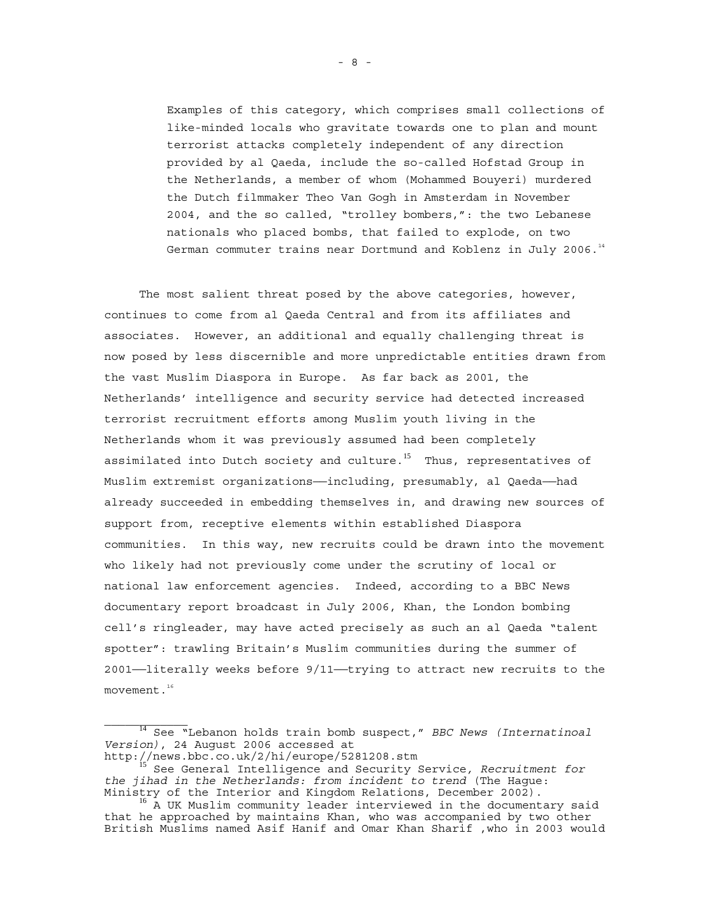> Examples of this category, which comprises small collections of like-minded locals who gravitate towards one to plan and mount terrorist attacks completely independent of any direction provided by al Qaeda, include the so-called Hofstad Group in the Netherlands, a member of whom (Mohammed Bouyeri) murdered the Dutch filmmaker Theo Van Gogh in Amsterdam in November 2004, and the so called, "trolley bombers,": the two Lebanese nationals who placed bombs, that failed to explode, on two German commuter trains near Dortmund and Koblenz in July 2006.[14]

The most salient threat posed by the above categories, however, continues to come from al Qaeda Central and from its affiliates and associates. However, an additional and equally challenging threat is now posed by less discernible and more unpredictable entities drawn from the vast Muslim Diaspora in Europe. As far back as 2001, the Netherlands' intelligence and security service had detected increased terrorist recruitment efforts among Muslim youth living in the Netherlands whom it was previously assumed had been completely assimilated into Dutch society and culture.[15] Thus, representatives of Muslim extremist organizations——including, presumably, al Qaeda——had already succeeded in embedding themselves in, and drawing new sources of support from, receptive elements within established Diaspora communities. In this way, new recruits could be drawn into the movement who likely had not previously come under the scrutiny of local or national law enforcement agencies. Indeed, according to a BBC News documentary report broadcast in July 2006, Khan, the London bombing cell's ringleader, may have acted precisely as such an al Qaeda "talent spotter": trawling Britain's Muslim communities during the summer of 2001——literally weeks before 9/11——trying to attract new recruits to the movement.[16]

---

[14] See "Lebanon holds train bomb suspect," *BBC News (Internatinoal Version)*, 24 August 2006 accessed at http://news.bbc.co.uk/2/hi/europe/5281208.stm

[15] See General Intelligence and Security Service, *Recruitment for the jihad in the Netherlands: from incident to trend* (The Hague: Ministry of the Interior and Kingdom Relations, December 2002).

[16] A UK Muslim community leader interviewed in the documentary said that he approached by maintains Khan, who was accompanied by two other British Muslims named Asif Hanif and Omar Khan Sharif ,who in 2003 would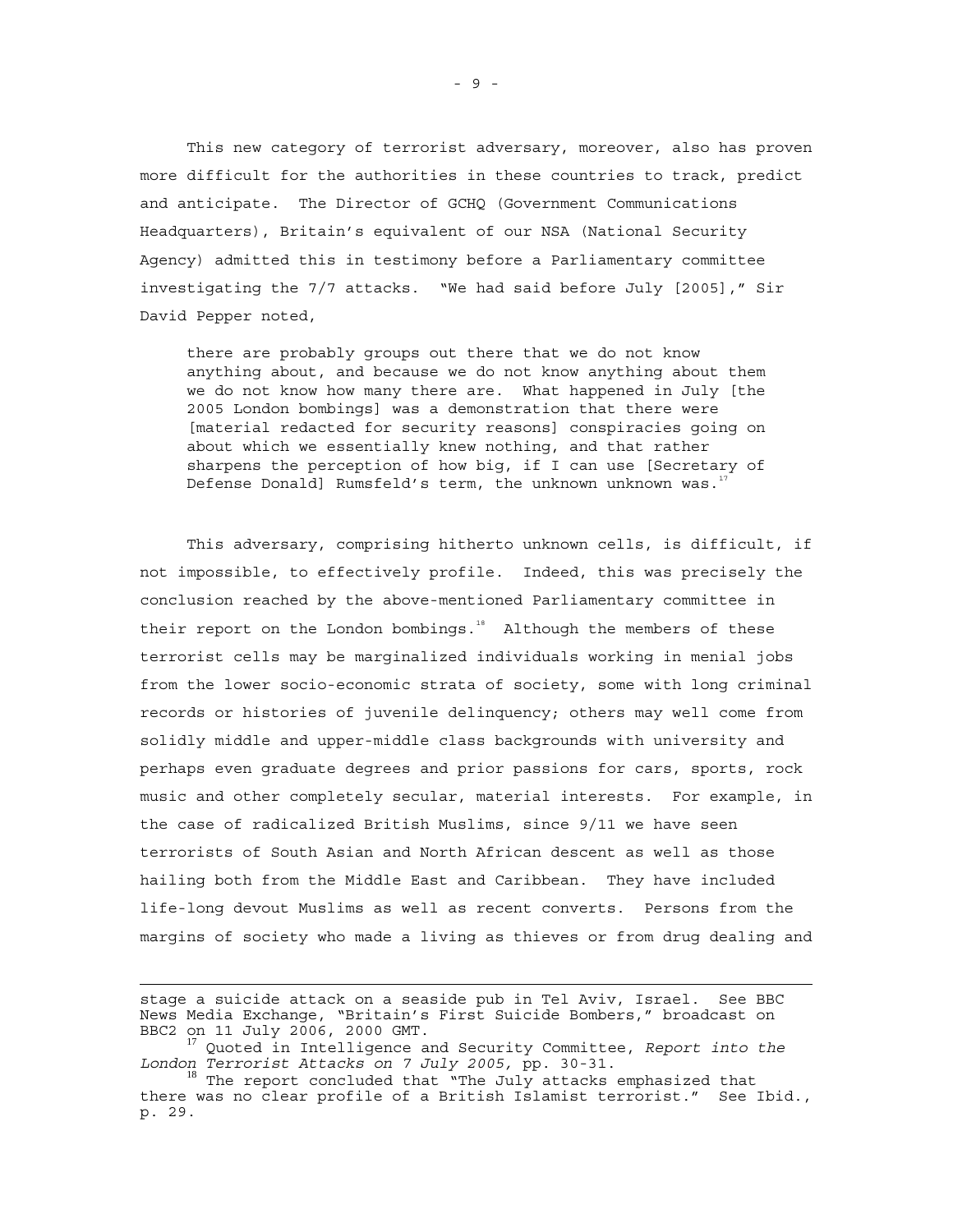This new category of terrorist adversary, moreover, also has proven more difficult for the authorities in these countries to track, predict and anticipate. The Director of GCHQ (Government Communications Headquarters), Britain's equivalent of our NSA (National Security Agency) admitted this in testimony before a Parliamentary committee investigating the 7/7 attacks. "We had said before July [2005]," Sir David Pepper noted,

> there are probably groups out there that we do not know anything about, and because we do not know anything about them we do not know how many there are. What happened in July [the 2005 London bombings] was a demonstration that there were [material redacted for security reasons] conspiracies going on about which we essentially knew nothing, and that rather sharpens the perception of how big, if I can use [Secretary of Defense Donald] Rumsfeld's term, the unknown unknown was.[17]

This adversary, comprising hitherto unknown cells, is difficult, if not impossible, to effectively profile. Indeed, this was precisely the conclusion reached by the above-mentioned Parliamentary committee in their report on the London bombings.[18] Although the members of these terrorist cells may be marginalized individuals working in menial jobs from the lower socio-economic strata of society, some with long criminal records or histories of juvenile delinquency; others may well come from solidly middle and upper-middle class backgrounds with university and perhaps even graduate degrees and prior passions for cars, sports, rock music and other completely secular, material interests. For example, in the case of radicalized British Muslims, since 9/11 we have seen terrorists of South Asian and North African descent as well as those hailing both from the Middle East and Caribbean. They have included life-long devout Muslims as well as recent converts. Persons from the margins of society who made a living as thieves or from drug dealing and

---

stage a suicide attack on a seaside pub in Tel Aviv, Israel. See BBC News Media Exchange, "Britain's First Suicide Bombers," broadcast on BBC2 on 11 July 2006, 2000 GMT.

[17] Quoted in Intelligence and Security Committee, *Report into the London Terrorist Attacks on 7 July 2005*, pp. 30-31.

[18] The report concluded that "The July attacks emphasized that there was no clear profile of a British Islamist terrorist." See Ibid., p. 29.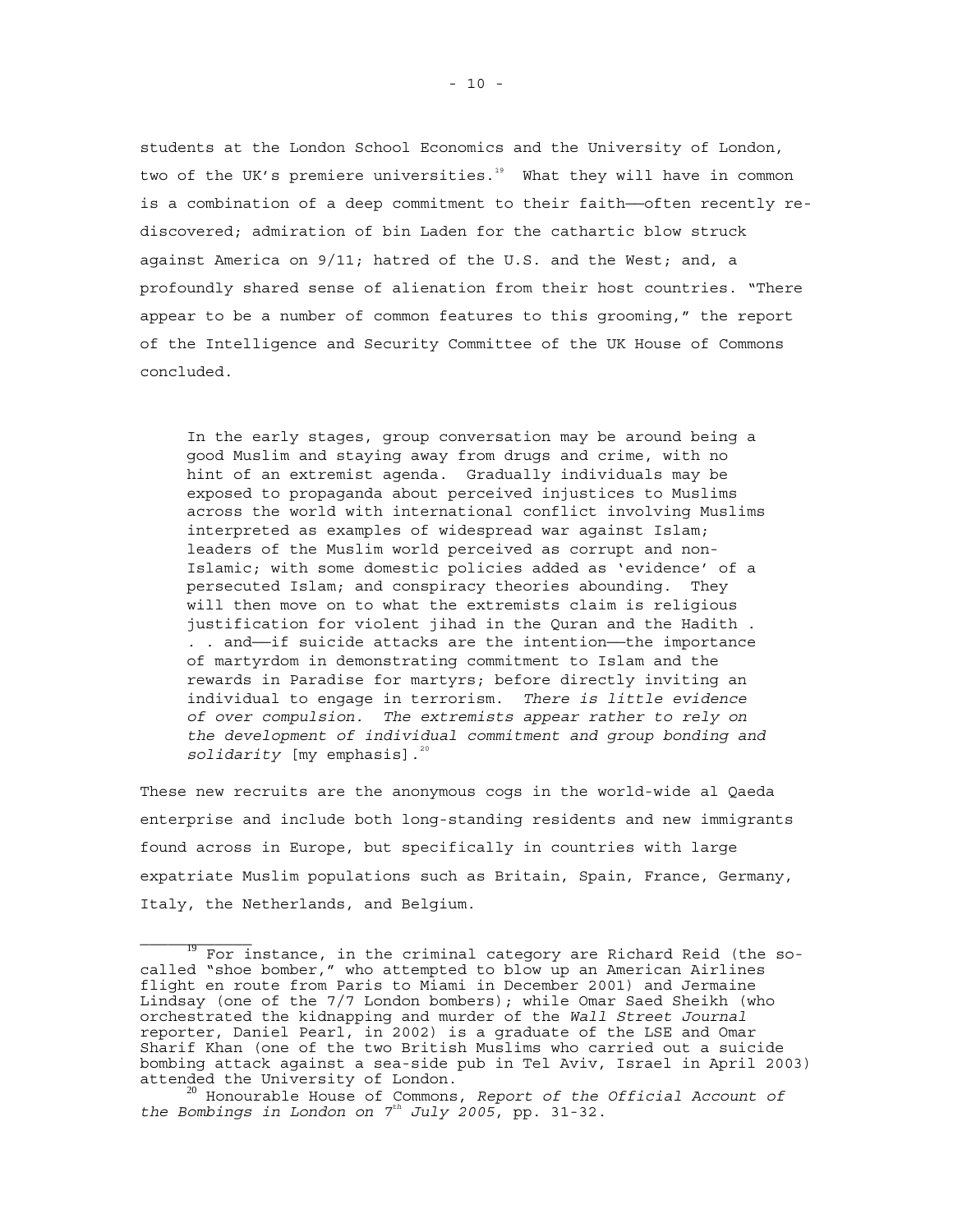students at the London School Economics and the University of London, two of the UK's premiere universities.[19] What they will have in common is a combination of a deep commitment to their faith——often recently re-discovered; admiration of bin Laden for the cathartic blow struck against America on 9/11; hatred of the U.S. and the West; and, a profoundly shared sense of alienation from their host countries. "There appear to be a number of common features to this grooming," the report of the Intelligence and Security Committee of the UK House of Commons concluded.

> In the early stages, group conversation may be around being a good Muslim and staying away from drugs and crime, with no hint of an extremist agenda. Gradually individuals may be exposed to propaganda about perceived injustices to Muslims across the world with international conflict involving Muslims interpreted as examples of widespread war against Islam; leaders of the Muslim world perceived as corrupt and non-Islamic; with some domestic policies added as 'evidence' of a persecuted Islam; and conspiracy theories abounding. They will then move on to what the extremists claim is religious justification for violent jihad in the Quran and the Hadith . . . and——if suicide attacks are the intention——the importance of martyrdom in demonstrating commitment to Islam and the rewards in Paradise for martyrs; before directly inviting an individual to engage in terrorism. *There is little evidence of over compulsion. The extremists appear rather to rely on the development of individual commitment and group bonding and solidarity* [my emphasis].[20]

These new recruits are the anonymous cogs in the world-wide al Qaeda enterprise and include both long-standing residents and new immigrants found across in Europe, but specifically in countries with large expatriate Muslim populations such as Britain, Spain, France, Germany, Italy, the Netherlands, and Belgium.

---

[19] For instance, in the criminal category are Richard Reid (the so-called "shoe bomber," who attempted to blow up an American Airlines flight en route from Paris to Miami in December 2001) and Jermaine Lindsay (one of the 7/7 London bombers); while Omar Saed Sheikh (who orchestrated the kidnapping and murder of the *Wall Street Journal* reporter, Daniel Pearl, in 2002) is a graduate of the LSE and Omar Sharif Khan (one of the two British Muslims who carried out a suicide bombing attack against a sea-side pub in Tel Aviv, Israel in April 2003) attended the University of London.

[20] Honourable House of Commons, *Report of the Official Account of the Bombings in London on 7th July 2005*, pp. 31-32.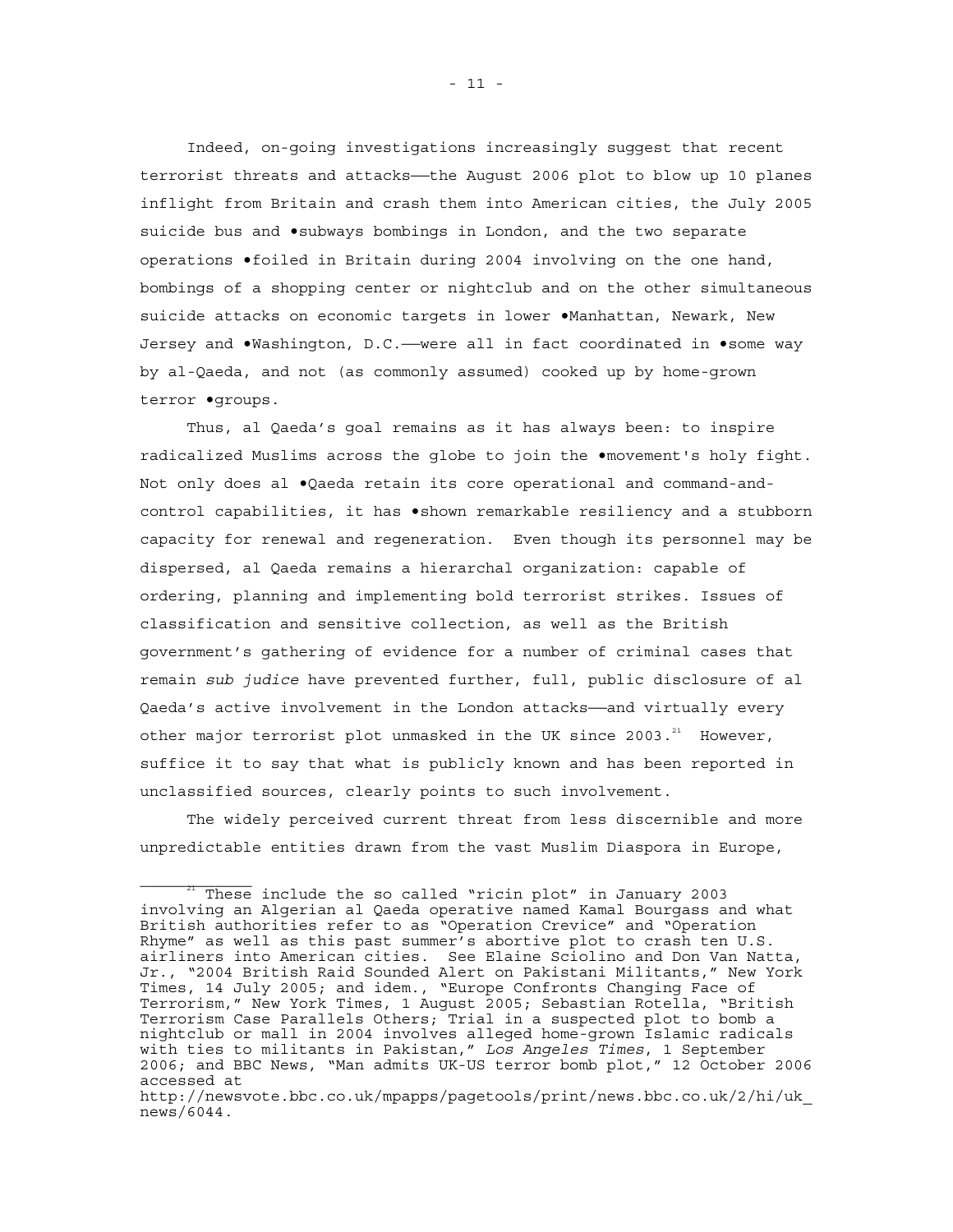Indeed, on-going investigations increasingly suggest that recent terrorist threats and attacks——the August 2006 plot to blow up 10 planes inflight from Britain and crash them into American cities, the July 2005 suicide bus and •subways bombings in London, and the two separate operations •foiled in Britain during 2004 involving on the one hand, bombings of a shopping center or nightclub and on the other simultaneous suicide attacks on economic targets in lower •Manhattan, Newark, New Jersey and •Washington, D.C.——were all in fact coordinated in •some way by al-Qaeda, and not (as commonly assumed) cooked up by home-grown terror •groups.

Thus, al Qaeda's goal remains as it has always been: to inspire radicalized Muslims across the globe to join the •movement's holy fight. Not only does al •Qaeda retain its core operational and command-and-control capabilities, it has •shown remarkable resiliency and a stubborn capacity for renewal and regeneration. Even though its personnel may be dispersed, al Qaeda remains a hierarchal organization: capable of ordering, planning and implementing bold terrorist strikes. Issues of classification and sensitive collection, as well as the British government's gathering of evidence for a number of criminal cases that remain *sub judice* have prevented further, full, public disclosure of al Qaeda's active involvement in the London attacks——and virtually every other major terrorist plot unmasked in the UK since 2003.[21] However, suffice it to say that what is publicly known and has been reported in unclassified sources, clearly points to such involvement.

The widely perceived current threat from less discernible and more unpredictable entities drawn from the vast Muslim Diaspora in Europe,

---

[21] These include the so called "ricin plot" in January 2003 involving an Algerian al Qaeda operative named Kamal Bourgass and what British authorities refer to as "Operation Crevice" and "Operation Rhyme" as well as this past summer's abortive plot to crash ten U.S. airliners into American cities. See Elaine Sciolino and Don Van Natta, Jr., "2004 British Raid Sounded Alert on Pakistani Militants," New York Times, 14 July 2005; and idem., "Europe Confronts Changing Face of Terrorism," New York Times, 1 August 2005; Sebastian Rotella, "British Terrorism Case Parallels Others; Trial in a suspected plot to bomb a nightclub or mall in 2004 involves alleged home-grown Islamic radicals with ties to militants in Pakistan," *Los Angeles Times*, 1 September 2006; and BBC News, "Man admits UK-US terror bomb plot," 12 October 2006 accessed at http://newsvote.bbc.co.uk/mpapps/pagetools/print/news.bbc.co.uk/2/hi/uk_news/6044.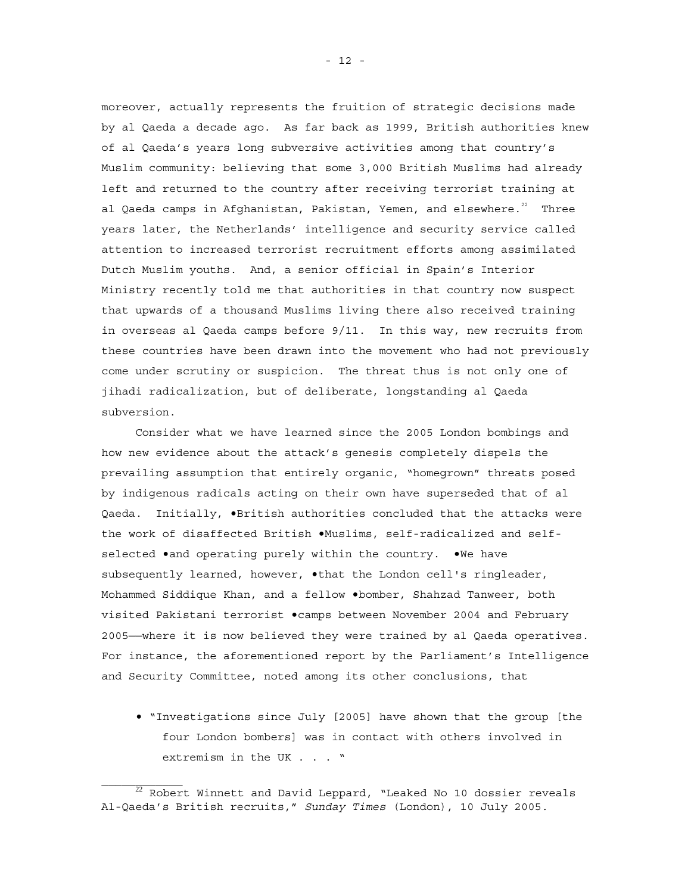moreover, actually represents the fruition of strategic decisions made by al Qaeda a decade ago. As far back as 1999, British authorities knew of al Qaeda's years long subversive activities among that country's Muslim community: believing that some 3,000 British Muslims had already left and returned to the country after receiving terrorist training at al Qaeda camps in Afghanistan, Pakistan, Yemen, and elsewhere.[22] Three years later, the Netherlands' intelligence and security service called attention to increased terrorist recruitment efforts among assimilated Dutch Muslim youths. And, a senior official in Spain's Interior Ministry recently told me that authorities in that country now suspect that upwards of a thousand Muslims living there also received training in overseas al Qaeda camps before 9/11. In this way, new recruits from these countries have been drawn into the movement who had not previously come under scrutiny or suspicion. The threat thus is not only one of jihadi radicalization, but of deliberate, longstanding al Qaeda subversion.

Consider what we have learned since the 2005 London bombings and how new evidence about the attack's genesis completely dispels the prevailing assumption that entirely organic, "homegrown" threats posed by indigenous radicals acting on their own have superseded that of al Qaeda. Initially, •British authorities concluded that the attacks were the work of disaffected British •Muslims, self-radicalized and self-selected •and operating purely within the country. •We have subsequently learned, however, •that the London cell's ringleader, Mohammed Siddique Khan, and a fellow •bomber, Shahzad Tanweer, both visited Pakistani terrorist •camps between November 2004 and February 2005——where it is now believed they were trained by al Qaeda operatives. For instance, the aforementioned report by the Parliament's Intelligence and Security Committee, noted among its other conclusions, that

- "Investigations since July [2005] have shown that the group [the four London bombers] was in contact with others involved in extremism in the UK . . . "

---

[22] Robert Winnett and David Leppard, "Leaked No 10 dossier reveals Al-Qaeda's British recruits," *Sunday Times* (London), 10 July 2005.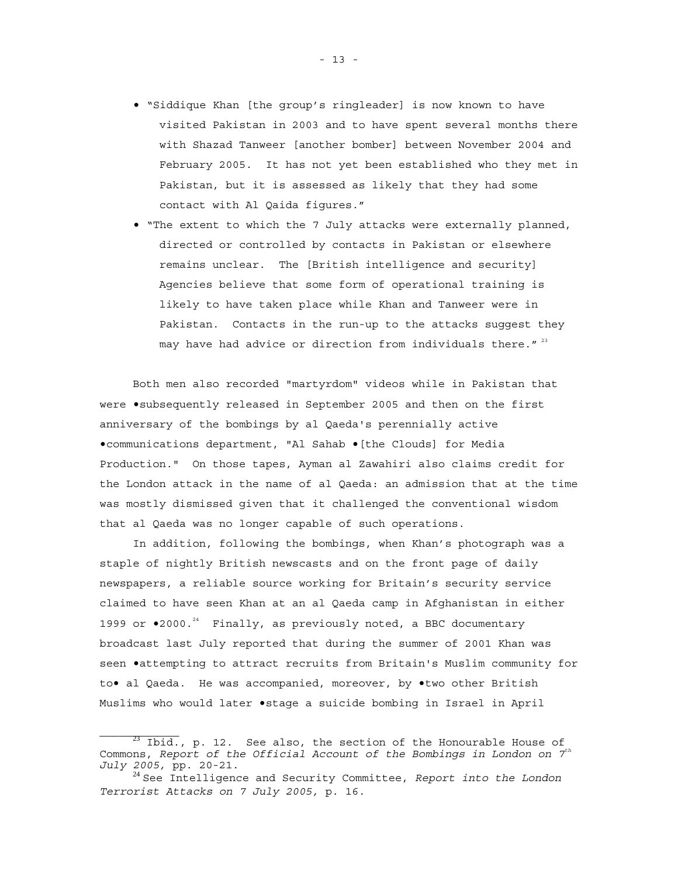- "Siddique Khan [the group's ringleader] is now known to have visited Pakistan in 2003 and to have spent several months there with Shazad Tanweer [another bomber] between November 2004 and February 2005. It has not yet been established who they met in Pakistan, but it is assessed as likely that they had some contact with Al Qaida figures."
- "The extent to which the 7 July attacks were externally planned, directed or controlled by contacts in Pakistan or elsewhere remains unclear. The [British intelligence and security] Agencies believe that some form of operational training is likely to have taken place while Khan and Tanweer were in Pakistan. Contacts in the run-up to the attacks suggest they may have had advice or direction from individuals there." [23]

Both men also recorded "martyrdom" videos while in Pakistan that were •subsequently released in September 2005 and then on the first anniversary of the bombings by al Qaeda's perennially active •communications department, "Al Sahab •[the Clouds] for Media Production." On those tapes, Ayman al Zawahiri also claims credit for the London attack in the name of al Qaeda: an admission that at the time was mostly dismissed given that it challenged the conventional wisdom that al Qaeda was no longer capable of such operations.

In addition, following the bombings, when Khan's photograph was a staple of nightly British newscasts and on the front page of daily newspapers, a reliable source working for Britain's security service claimed to have seen Khan at an al Qaeda camp in Afghanistan in either 1999 or •2000.[24] Finally, as previously noted, a BBC documentary broadcast last July reported that during the summer of 2001 Khan was seen •attempting to attract recruits from Britain's Muslim community for to• al Qaeda. He was accompanied, moreover, by •two other British Muslims who would later •stage a suicide bombing in Israel in April

---

[23] Ibid., p. 12. See also, the section of the Honourable House of Commons, *Report of the Official Account of the Bombings in London on 7th July 2005*, pp. 20-21.

[24] See Intelligence and Security Committee, *Report into the London Terrorist Attacks on 7 July 2005,* p. 16.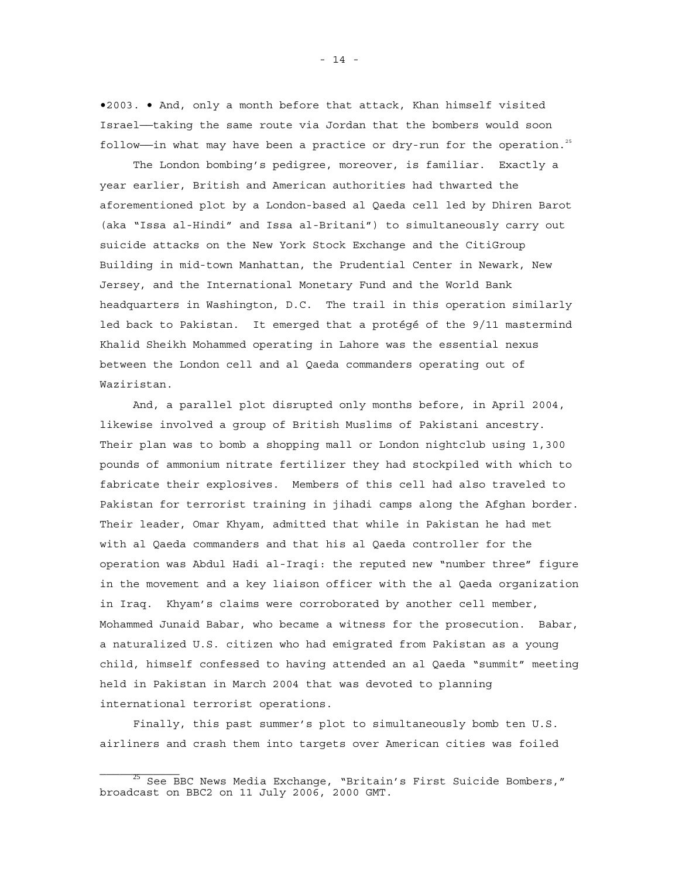•2003. • And, only a month before that attack, Khan himself visited Israel——taking the same route via Jordan that the bombers would soon follow——in what may have been a practice or dry-run for the operation.[25]

The London bombing's pedigree, moreover, is familiar. Exactly a year earlier, British and American authorities had thwarted the aforementioned plot by a London-based al Qaeda cell led by Dhiren Barot (aka "Issa al-Hindi" and Issa al-Britani") to simultaneously carry out suicide attacks on the New York Stock Exchange and the CitiGroup Building in mid-town Manhattan, the Prudential Center in Newark, New Jersey, and the International Monetary Fund and the World Bank headquarters in Washington, D.C. The trail in this operation similarly led back to Pakistan. It emerged that a protégé of the 9/11 mastermind Khalid Sheikh Mohammed operating in Lahore was the essential nexus between the London cell and al Qaeda commanders operating out of Waziristan.

And, a parallel plot disrupted only months before, in April 2004, likewise involved a group of British Muslims of Pakistani ancestry. Their plan was to bomb a shopping mall or London nightclub using 1,300 pounds of ammonium nitrate fertilizer they had stockpiled with which to fabricate their explosives. Members of this cell had also traveled to Pakistan for terrorist training in jihadi camps along the Afghan border. Their leader, Omar Khyam, admitted that while in Pakistan he had met with al Qaeda commanders and that his al Qaeda controller for the operation was Abdul Hadi al-Iraqi: the reputed new "number three" figure in the movement and a key liaison officer with the al Qaeda organization in Iraq. Khyam's claims were corroborated by another cell member, Mohammed Junaid Babar, who became a witness for the prosecution. Babar, a naturalized U.S. citizen who had emigrated from Pakistan as a young child, himself confessed to having attended an al Qaeda "summit" meeting held in Pakistan in March 2004 that was devoted to planning international terrorist operations.

Finally, this past summer's plot to simultaneously bomb ten U.S. airliners and crash them into targets over American cities was foiled

---

[25] See BBC News Media Exchange, "Britain's First Suicide Bombers," broadcast on BBC2 on 11 July 2006, 2000 GMT.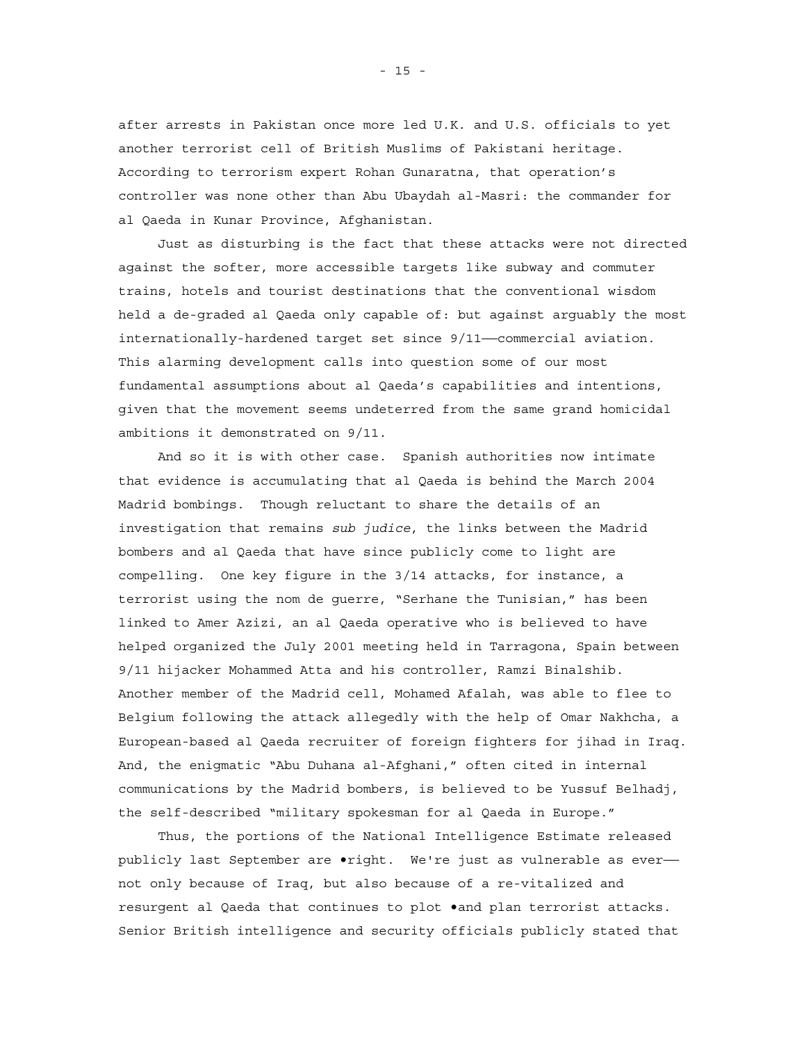after arrests in Pakistan once more led U.K. and U.S. officials to yet another terrorist cell of British Muslims of Pakistani heritage. According to terrorism expert Rohan Gunaratna, that operation's controller was none other than Abu Ubaydah al-Masri: the commander for al Qaeda in Kunar Province, Afghanistan.

Just as disturbing is the fact that these attacks were not directed against the softer, more accessible targets like subway and commuter trains, hotels and tourist destinations that the conventional wisdom held a de-graded al Qaeda only capable of: but against arguably the most internationally-hardened target set since 9/11——commercial aviation. This alarming development calls into question some of our most fundamental assumptions about al Qaeda's capabilities and intentions, given that the movement seems undeterred from the same grand homicidal ambitions it demonstrated on 9/11.

And so it is with other case. Spanish authorities now intimate that evidence is accumulating that al Qaeda is behind the March 2004 Madrid bombings. Though reluctant to share the details of an investigation that remains *sub judice*, the links between the Madrid bombers and al Qaeda that have since publicly come to light are compelling. One key figure in the 3/14 attacks, for instance, a terrorist using the nom de guerre, "Serhane the Tunisian," has been linked to Amer Azizi, an al Qaeda operative who is believed to have helped organized the July 2001 meeting held in Tarragona, Spain between 9/11 hijacker Mohammed Atta and his controller, Ramzi Binalshib. Another member of the Madrid cell, Mohamed Afalah, was able to flee to Belgium following the attack allegedly with the help of Omar Nakhcha, a European-based al Qaeda recruiter of foreign fighters for jihad in Iraq. And, the enigmatic "Abu Duhana al-Afghani," often cited in internal communications by the Madrid bombers, is believed to be Yussuf Belhadj, the self-described "military spokesman for al Qaeda in Europe."

Thus, the portions of the National Intelligence Estimate released publicly last September are •right. We're just as vulnerable as ever—— not only because of Iraq, but also because of a re-vitalized and resurgent al Qaeda that continues to plot •and plan terrorist attacks. Senior British intelligence and security officials publicly stated that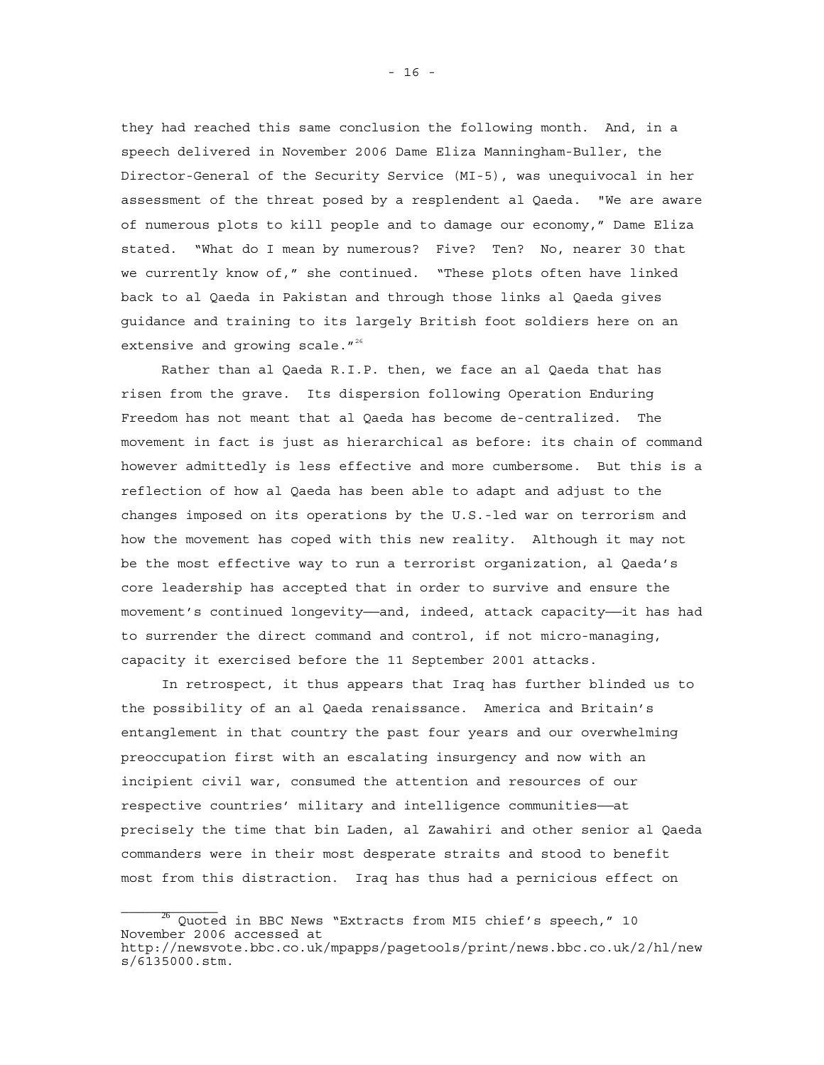they had reached this same conclusion the following month. And, in a speech delivered in November 2006 Dame Eliza Manningham-Buller, the Director-General of the Security Service (MI-5), was unequivocal in her assessment of the threat posed by a resplendent al Qaeda. "We are aware of numerous plots to kill people and to damage our economy," Dame Eliza stated. "What do I mean by numerous? Five? Ten? No, nearer 30 that we currently know of," she continued. "These plots often have linked back to al Qaeda in Pakistan and through those links al Qaeda gives guidance and training to its largely British foot soldiers here on an extensive and growing scale."[26]

Rather than al Qaeda R.I.P. then, we face an al Qaeda that has risen from the grave. Its dispersion following Operation Enduring Freedom has not meant that al Qaeda has become de-centralized. The movement in fact is just as hierarchical as before: its chain of command however admittedly is less effective and more cumbersome. But this is a reflection of how al Qaeda has been able to adapt and adjust to the changes imposed on its operations by the U.S.-led war on terrorism and how the movement has coped with this new reality. Although it may not be the most effective way to run a terrorist organization, al Qaeda's core leadership has accepted that in order to survive and ensure the movement's continued longevity——and, indeed, attack capacity——it has had to surrender the direct command and control, if not micro-managing, capacity it exercised before the 11 September 2001 attacks.

In retrospect, it thus appears that Iraq has further blinded us to the possibility of an al Qaeda renaissance. America and Britain's entanglement in that country the past four years and our overwhelming preoccupation first with an escalating insurgency and now with an incipient civil war, consumed the attention and resources of our respective countries' military and intelligence communities——at precisely the time that bin Laden, al Zawahiri and other senior al Qaeda commanders were in their most desperate straits and stood to benefit most from this distraction. Iraq has thus had a pernicious effect on

---

[26] Quoted in BBC News "Extracts from MI5 chief's speech," 10 November 2006 accessed at http://newsvote.bbc.co.uk/mpapps/pagetools/print/news.bbc.co.uk/2/hl/news/6135000.stm.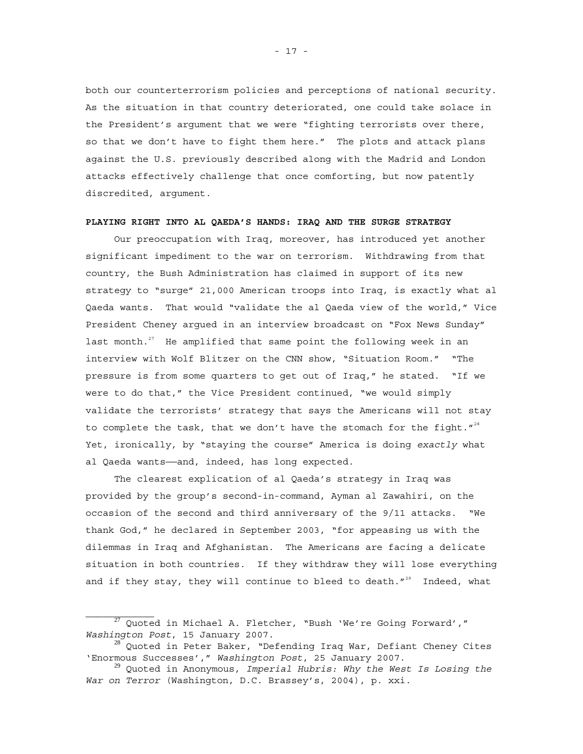both our counterterrorism policies and perceptions of national security. As the situation in that country deteriorated, one could take solace in the President's argument that we were "fighting terrorists over there, so that we don't have to fight them here." The plots and attack plans against the U.S. previously described along with the Madrid and London attacks effectively challenge that once comforting, but now patently discredited, argument.

**PLAYING RIGHT INTO AL QAEDA'S HANDS: IRAQ AND THE SURGE STRATEGY**

Our preoccupation with Iraq, moreover, has introduced yet another significant impediment to the war on terrorism. Withdrawing from that country, the Bush Administration has claimed in support of its new strategy to "surge" 21,000 American troops into Iraq, is exactly what al Qaeda wants. That would "validate the al Qaeda view of the world," Vice President Cheney argued in an interview broadcast on "Fox News Sunday" last month.[27] He amplified that same point the following week in an interview with Wolf Blitzer on the CNN show, "Situation Room." "The pressure is from some quarters to get out of Iraq," he stated. "If we were to do that," the Vice President continued, "we would simply validate the terrorists' strategy that says the Americans will not stay to complete the task, that we don't have the stomach for the fight."[28] Yet, ironically, by "staying the course" America is doing *exactly* what al Qaeda wants——and, indeed, has long expected.

The clearest explication of al Qaeda's strategy in Iraq was provided by the group's second-in-command, Ayman al Zawahiri, on the occasion of the second and third anniversary of the 9/11 attacks. "We thank God," he declared in September 2003, "for appeasing us with the dilemmas in Iraq and Afghanistan. The Americans are facing a delicate situation in both countries. If they withdraw they will lose everything and if they stay, they will continue to bleed to death."[29] Indeed, what

---

[27] Quoted in Michael A. Fletcher, "Bush 'We're Going Forward'," *Washington Post*, 15 January 2007.

[28] Quoted in Peter Baker, "Defending Iraq War, Defiant Cheney Cites 'Enormous Successes'," *Washington Post*, 25 January 2007.

[29] Quoted in Anonymous, *Imperial Hubris: Why the West Is Losing the War on Terror* (Washington, D.C. Brassey's, 2004), p. xxi.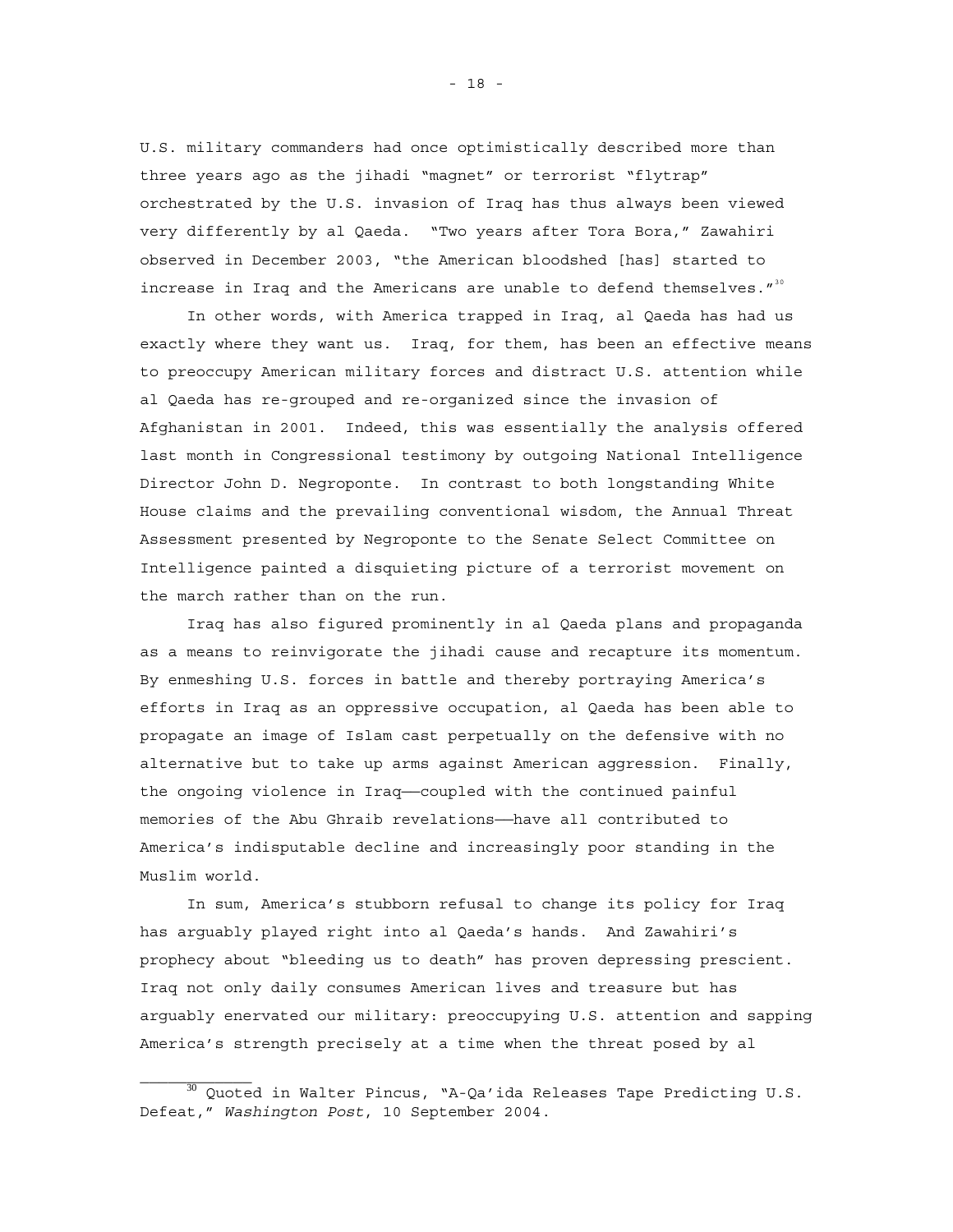U.S. military commanders had once optimistically described more than three years ago as the jihadi "magnet" or terrorist "flytrap" orchestrated by the U.S. invasion of Iraq has thus always been viewed very differently by al Qaeda. "Two years after Tora Bora," Zawahiri observed in December 2003, "the American bloodshed [has] started to increase in Iraq and the Americans are unable to defend themselves."[30]

In other words, with America trapped in Iraq, al Qaeda has had us exactly where they want us. Iraq, for them, has been an effective means to preoccupy American military forces and distract U.S. attention while al Qaeda has re-grouped and re-organized since the invasion of Afghanistan in 2001. Indeed, this was essentially the analysis offered last month in Congressional testimony by outgoing National Intelligence Director John D. Negroponte. In contrast to both longstanding White House claims and the prevailing conventional wisdom, the Annual Threat Assessment presented by Negroponte to the Senate Select Committee on Intelligence painted a disquieting picture of a terrorist movement on the march rather than on the run.

Iraq has also figured prominently in al Qaeda plans and propaganda as a means to reinvigorate the jihadi cause and recapture its momentum. By enmeshing U.S. forces in battle and thereby portraying America's efforts in Iraq as an oppressive occupation, al Qaeda has been able to propagate an image of Islam cast perpetually on the defensive with no alternative but to take up arms against American aggression. Finally, the ongoing violence in Iraq——coupled with the continued painful memories of the Abu Ghraib revelations——have all contributed to America's indisputable decline and increasingly poor standing in the Muslim world.

In sum, America's stubborn refusal to change its policy for Iraq has arguably played right into al Qaeda's hands. And Zawahiri's prophecy about "bleeding us to death" has proven depressing prescient. Iraq not only daily consumes American lives and treasure but has arguably enervated our military: preoccupying U.S. attention and sapping America's strength precisely at a time when the threat posed by al

---

[30] Quoted in Walter Pincus, "A-Qa'ida Releases Tape Predicting U.S. Defeat," *Washington Post*, 10 September 2004.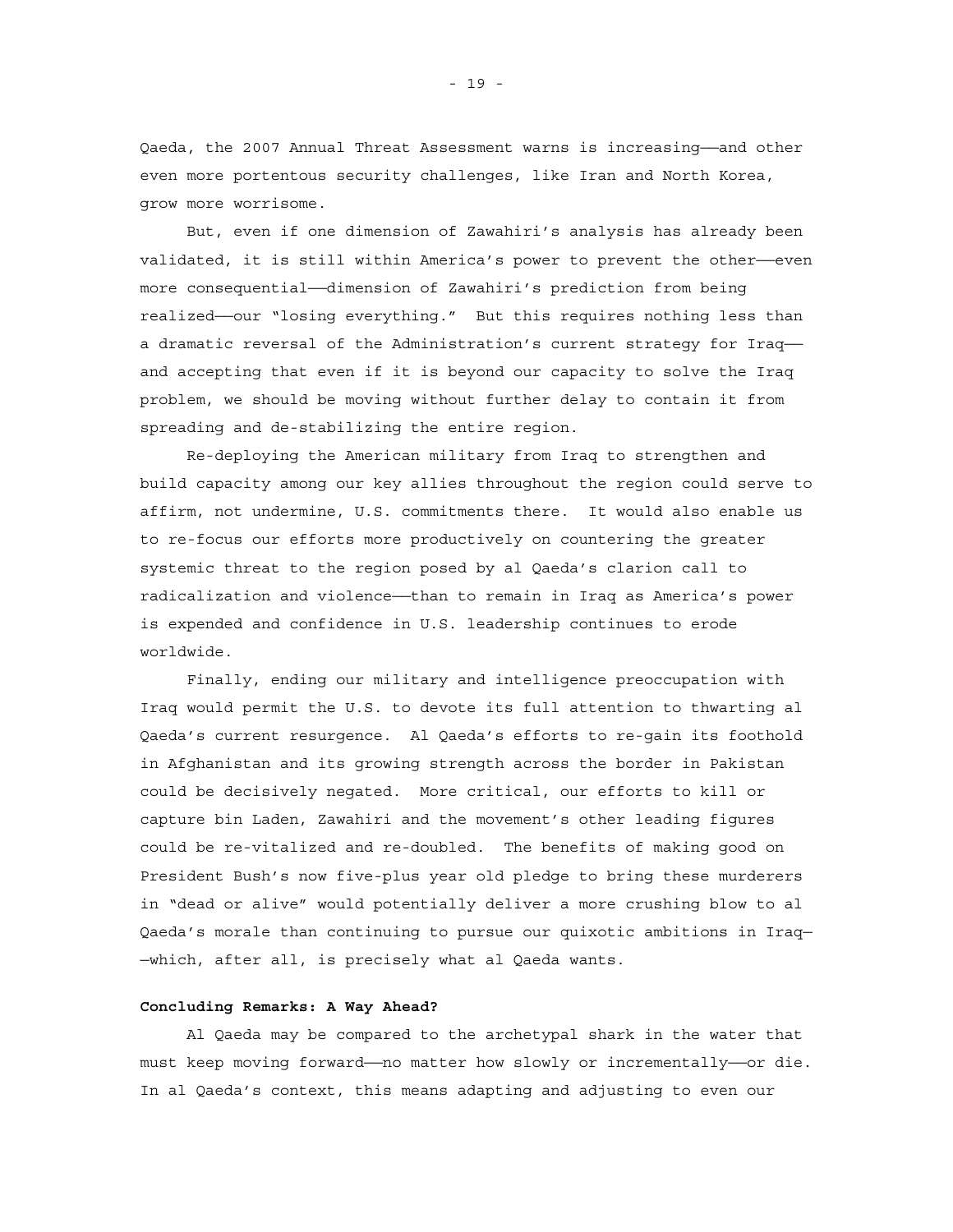Qaeda, the 2007 Annual Threat Assessment warns is increasing——and other even more portentous security challenges, like Iran and North Korea, grow more worrisome.

But, even if one dimension of Zawahiri's analysis has already been validated, it is still within America's power to prevent the other——even more consequential——dimension of Zawahiri's prediction from being realized——our "losing everything." But this requires nothing less than a dramatic reversal of the Administration's current strategy for Iraq——and accepting that even if it is beyond our capacity to solve the Iraq problem, we should be moving without further delay to contain it from spreading and de-stabilizing the entire region.

Re-deploying the American military from Iraq to strengthen and build capacity among our key allies throughout the region could serve to affirm, not undermine, U.S. commitments there. It would also enable us to re-focus our efforts more productively on countering the greater systemic threat to the region posed by al Qaeda's clarion call to radicalization and violence——than to remain in Iraq as America's power is expended and confidence in U.S. leadership continues to erode worldwide.

Finally, ending our military and intelligence preoccupation with Iraq would permit the U.S. to devote its full attention to thwarting al Qaeda's current resurgence. Al Qaeda's efforts to re-gain its foothold in Afghanistan and its growing strength across the border in Pakistan could be decisively negated. More critical, our efforts to kill or capture bin Laden, Zawahiri and the movement's other leading figures could be re-vitalized and re-doubled. The benefits of making good on President Bush's now five-plus year old pledge to bring these murderers in "dead or alive" would potentially deliver a more crushing blow to al Qaeda's morale than continuing to pursue our quixotic ambitions in Iraq——which, after all, is precisely what al Qaeda wants.

**Concluding Remarks: A Way Ahead?**

Al Qaeda may be compared to the archetypal shark in the water that must keep moving forward——no matter how slowly or incrementally——or die. In al Qaeda's context, this means adapting and adjusting to even our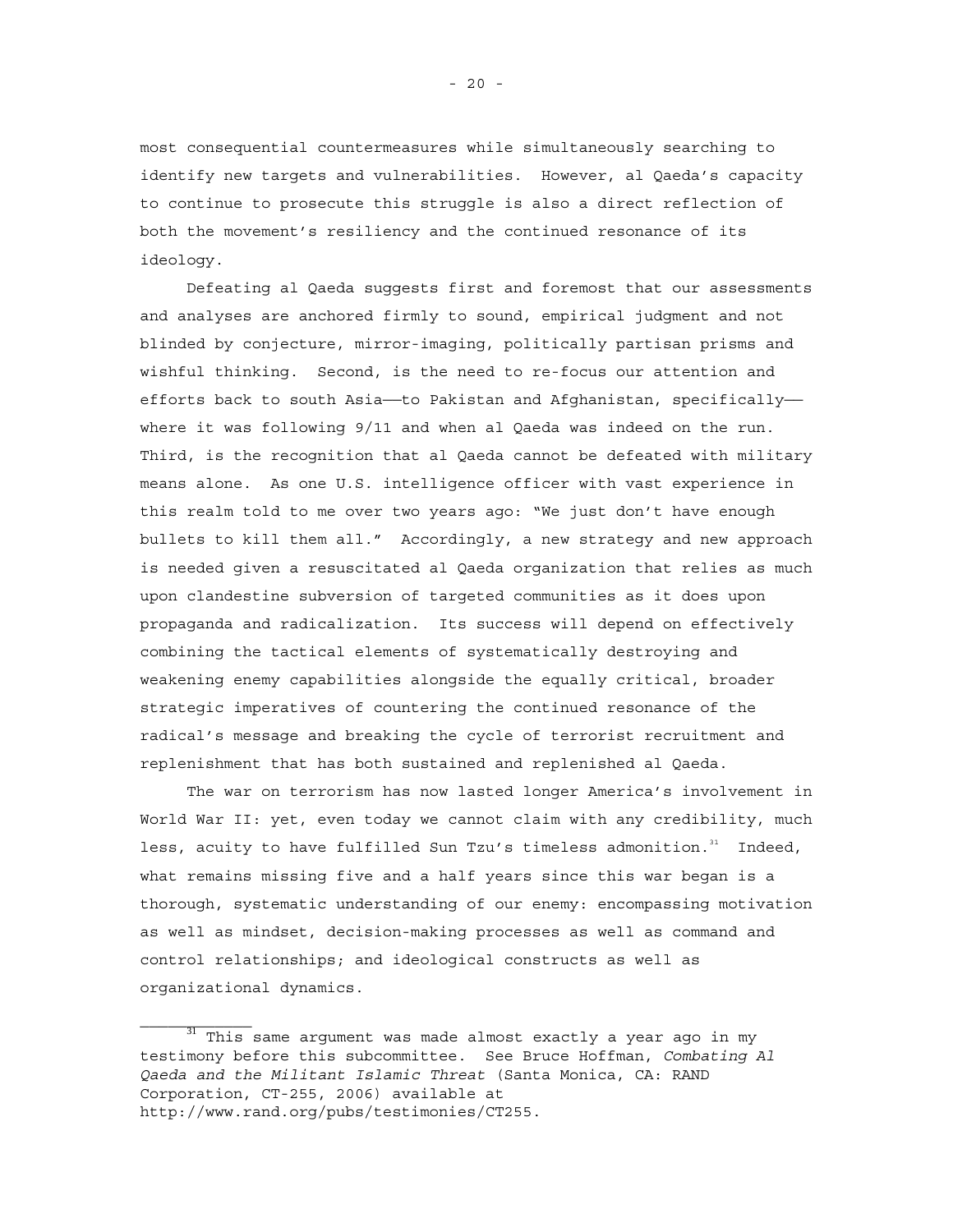most consequential countermeasures while simultaneously searching to identify new targets and vulnerabilities. However, al Qaeda's capacity to continue to prosecute this struggle is also a direct reflection of both the movement's resiliency and the continued resonance of its ideology.

Defeating al Qaeda suggests first and foremost that our assessments and analyses are anchored firmly to sound, empirical judgment and not blinded by conjecture, mirror-imaging, politically partisan prisms and wishful thinking. Second, is the need to re-focus our attention and efforts back to south Asia——to Pakistan and Afghanistan, specifically—— where it was following 9/11 and when al Qaeda was indeed on the run. Third, is the recognition that al Qaeda cannot be defeated with military means alone. As one U.S. intelligence officer with vast experience in this realm told to me over two years ago: "We just don't have enough bullets to kill them all." Accordingly, a new strategy and new approach is needed given a resuscitated al Qaeda organization that relies as much upon clandestine subversion of targeted communities as it does upon propaganda and radicalization. Its success will depend on effectively combining the tactical elements of systematically destroying and weakening enemy capabilities alongside the equally critical, broader strategic imperatives of countering the continued resonance of the radical's message and breaking the cycle of terrorist recruitment and replenishment that has both sustained and replenished al Qaeda.

The war on terrorism has now lasted longer America's involvement in World War II: yet, even today we cannot claim with any credibility, much less, acuity to have fulfilled Sun Tzu's timeless admonition.[31] Indeed, what remains missing five and a half years since this war began is a thorough, systematic understanding of our enemy: encompassing motivation as well as mindset, decision-making processes as well as command and control relationships; and ideological constructs as well as organizational dynamics.

---

[31] This same argument was made almost exactly a year ago in my testimony before this subcommittee. See Bruce Hoffman, *Combating Al Qaeda and the Militant Islamic Threat* (Santa Monica, CA: RAND Corporation, CT-255, 2006) available at http://www.rand.org/pubs/testimonies/CT255.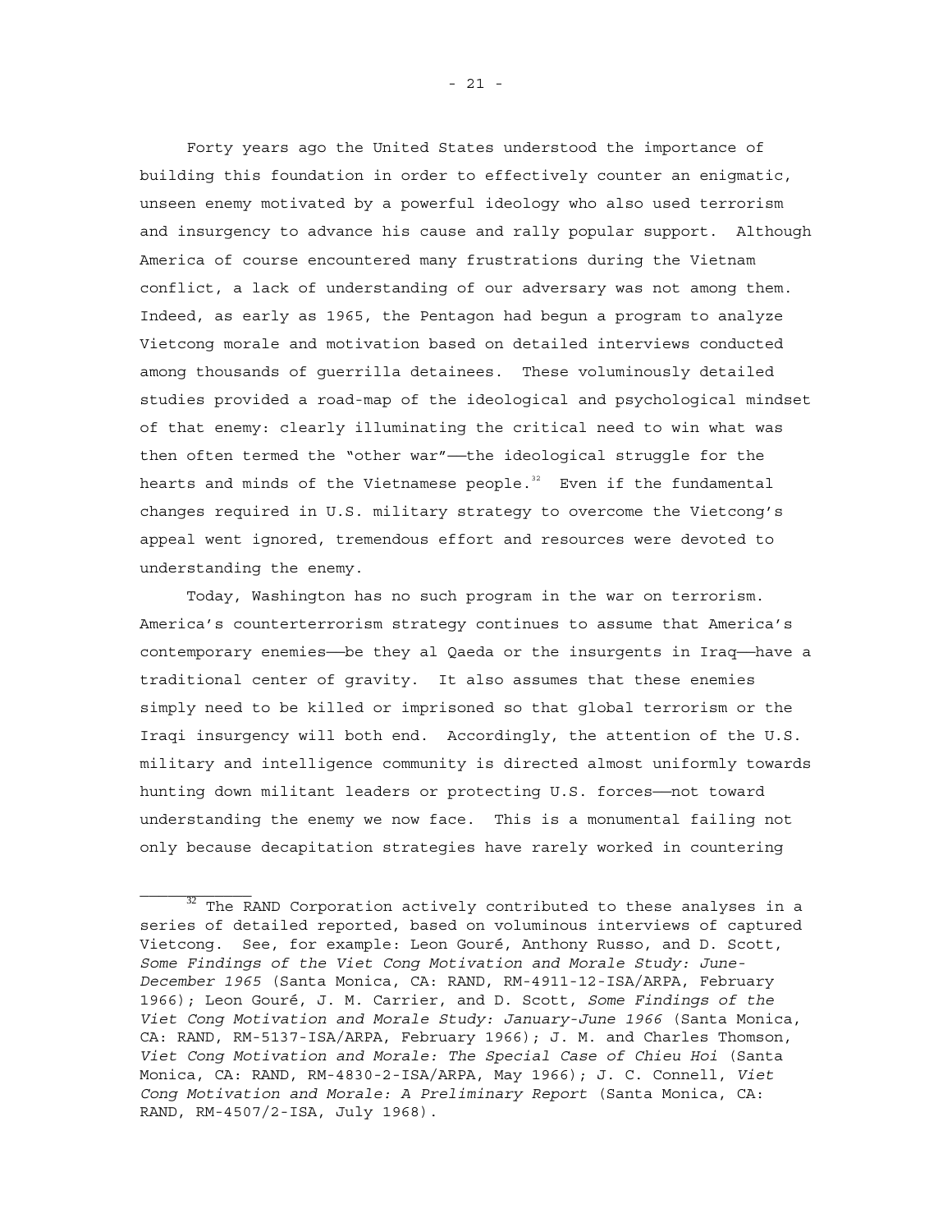Forty years ago the United States understood the importance of building this foundation in order to effectively counter an enigmatic, unseen enemy motivated by a powerful ideology who also used terrorism and insurgency to advance his cause and rally popular support. Although America of course encountered many frustrations during the Vietnam conflict, a lack of understanding of our adversary was not among them. Indeed, as early as 1965, the Pentagon had begun a program to analyze Vietcong morale and motivation based on detailed interviews conducted among thousands of guerrilla detainees. These voluminously detailed studies provided a road-map of the ideological and psychological mindset of that enemy: clearly illuminating the critical need to win what was then often termed the "other war"——the ideological struggle for the hearts and minds of the Vietnamese people.[32] Even if the fundamental changes required in U.S. military strategy to overcome the Vietcong's appeal went ignored, tremendous effort and resources were devoted to understanding the enemy.

Today, Washington has no such program in the war on terrorism. America's counterterrorism strategy continues to assume that America's contemporary enemies——be they al Qaeda or the insurgents in Iraq——have a traditional center of gravity. It also assumes that these enemies simply need to be killed or imprisoned so that global terrorism or the Iraqi insurgency will both end. Accordingly, the attention of the U.S. military and intelligence community is directed almost uniformly towards hunting down militant leaders or protecting U.S. forces——not toward understanding the enemy we now face. This is a monumental failing not only because decapitation strategies have rarely worked in countering

---

[32] The RAND Corporation actively contributed to these analyses in a series of detailed reported, based on voluminous interviews of captured Vietcong. See, for example: Leon Gouré, Anthony Russo, and D. Scott, *Some Findings of the Viet Cong Motivation and Morale Study: June-December 1965* (Santa Monica, CA: RAND, RM-4911-12-ISA/ARPA, February 1966); Leon Gouré, J. M. Carrier, and D. Scott, *Some Findings of the Viet Cong Motivation and Morale Study: January-June 1966* (Santa Monica, CA: RAND, RM-5137-ISA/ARPA, February 1966); J. M. and Charles Thomson, *Viet Cong Motivation and Morale: The Special Case of Chieu Hoi* (Santa Monica, CA: RAND, RM-4830-2-ISA/ARPA, May 1966); J. C. Connell, *Viet Cong Motivation and Morale: A Preliminary Report* (Santa Monica, CA: RAND, RM-4507/2-ISA, July 1968).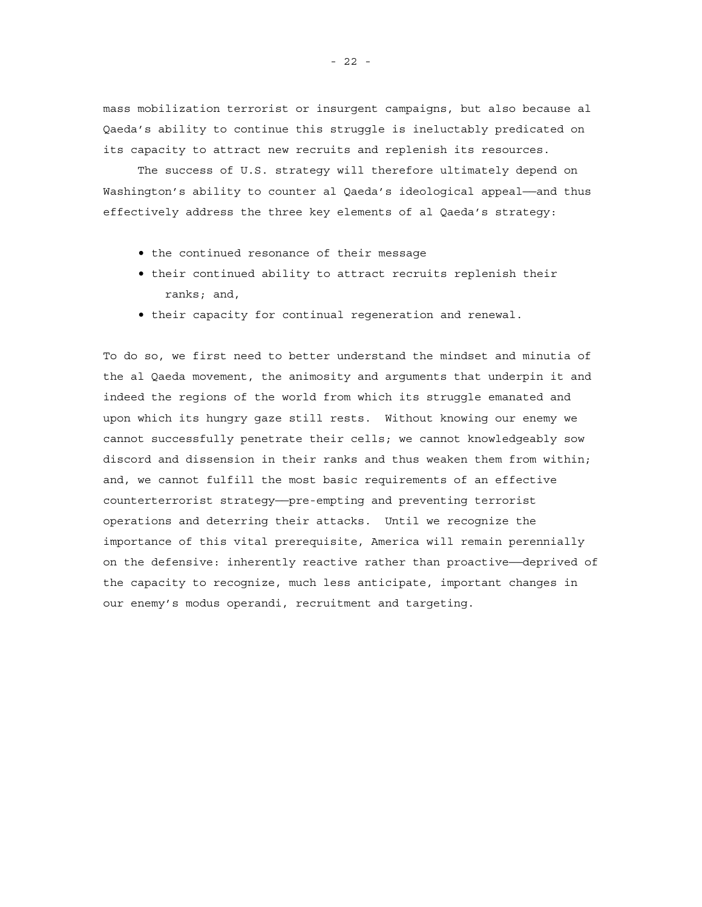mass mobilization terrorist or insurgent campaigns, but also because al Qaeda's ability to continue this struggle is ineluctably predicated on its capacity to attract new recruits and replenish its resources.

The success of U.S. strategy will therefore ultimately depend on Washington's ability to counter al Qaeda's ideological appeal——and thus effectively address the three key elements of al Qaeda's strategy:

- the continued resonance of their message
- their continued ability to attract recruits replenish their ranks; and,
- their capacity for continual regeneration and renewal.

To do so, we first need to better understand the mindset and minutia of the al Qaeda movement, the animosity and arguments that underpin it and indeed the regions of the world from which its struggle emanated and upon which its hungry gaze still rests. Without knowing our enemy we cannot successfully penetrate their cells; we cannot knowledgeably sow discord and dissension in their ranks and thus weaken them from within; and, we cannot fulfill the most basic requirements of an effective counterterrorist strategy——pre-empting and preventing terrorist operations and deterring their attacks. Until we recognize the importance of this vital prerequisite, America will remain perennially on the defensive: inherently reactive rather than proactive——deprived of the capacity to recognize, much less anticipate, important changes in our enemy's modus operandi, recruitment and targeting.